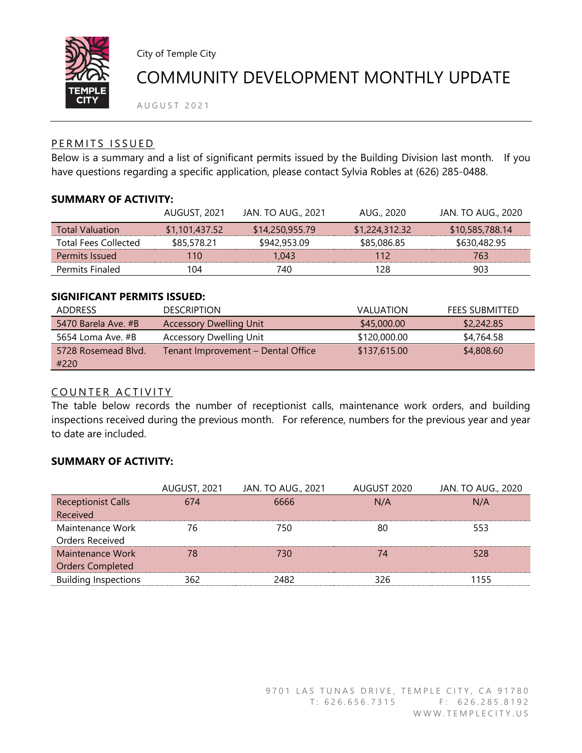City of Temple City

# COMMUNITY DEVELOPMENT MONTHLY UPDATE

AUGUST 2021

## PERMITS ISSUED

Below is a summary and a list of significant permits issued by the Building Division last month. If you have questions regarding a specific application, please contact Sylvia Robles at (626) 285-0488.

### SUMMARY OF ACTIVITY:

| | AUGUST, 2021 | JAN. TO AUG., 2021 | AUG., 2020 | JAN. TO AUG., 2020 |
|---|---|---|---|---|
| Total Valuation | $1,101,437.52 | $14,250,955.79 | $1,224,312.32 | $10,585,788.14 |
| Total Fees Collected | $85,578.21 | $942,953.09 | $85,086.85 | $630,482.95 |
| Permits Issued | 110 | 1,043 | 112 | 763 |
| Permits Finaled | 104 | 740 | 128 | 903 |

### SIGNIFICANT PERMITS ISSUED:

| ADDRESS | DESCRIPTION | VALUATION | FEES SUBMITTED |
|---|---|---|---|
| 5470 Barela Ave. #B | Accessory Dwelling Unit | $45,000.00 | $2,242.85 |
| 5654 Loma Ave. #B | Accessory Dwelling Unit | $120,000.00 | $4,764.58 |
| 5728 Rosemead Blvd. #220 | Tenant Improvement – Dental Office | $137,615.00 | $4,808.60 |

## COUNTER ACTIVITY

The table below records the number of receptionist calls, maintenance work orders, and building inspections received during the previous month. For reference, numbers for the previous year and year to date are included.

### SUMMARY OF ACTIVITY:

| | AUGUST, 2021 | JAN. TO AUG., 2021 | AUGUST 2020 | JAN. TO AUG., 2020 |
|---|---|---|---|---|
| Receptionist Calls Received | 674 | 6666 | N/A | N/A |
| Maintenance Work Orders Received | 76 | 750 | 80 | 553 |
| Maintenance Work Orders Completed | 78 | 730 | 74 | 528 |
| Building Inspections | 362 | 2482 | 326 | 1155 |

9701 LAS TUNAS DRIVE, TEMPLE CITY, CA 91780
T: 626.656.7315 F: 626.285.8192
WWW.TEMPLECITY.US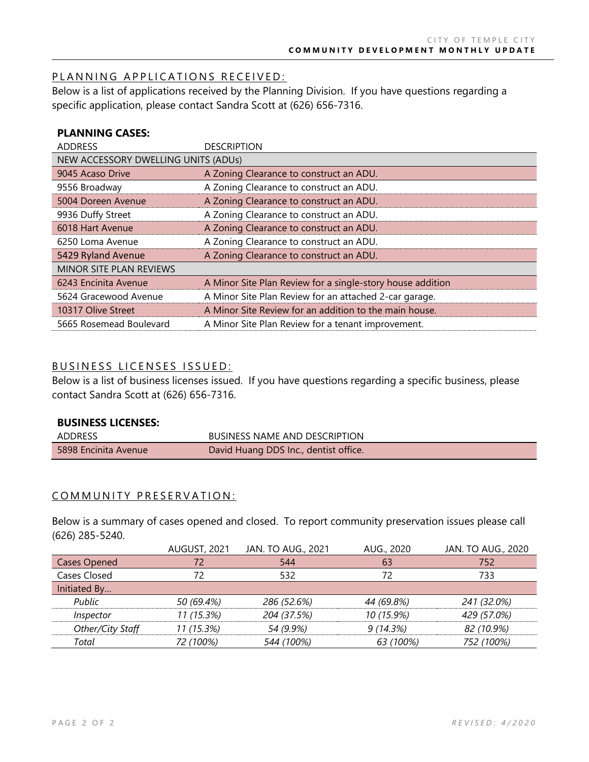## PLANNING APPLICATIONS RECEIVED:

Below is a list of applications received by the Planning Division. If you have questions regarding a specific application, please contact Sandra Scott at (626) 656-7316.

### PLANNING CASES:

| ADDRESS | DESCRIPTION |
|---|---|
| NEW ACCESSORY DWELLING UNITS (ADUs) | |
| 9045 Acaso Drive | A Zoning Clearance to construct an ADU. |
| 9556 Broadway | A Zoning Clearance to construct an ADU. |
| 5004 Doreen Avenue | A Zoning Clearance to construct an ADU. |
| 9936 Duffy Street | A Zoning Clearance to construct an ADU. |
| 6018 Hart Avenue | A Zoning Clearance to construct an ADU. |
| 6250 Loma Avenue | A Zoning Clearance to construct an ADU. |
| 5429 Ryland Avenue | A Zoning Clearance to construct an ADU. |
| MINOR SITE PLAN REVIEWS | |
| 6243 Encinita Avenue | A Minor Site Plan Review for a single-story house addition |
| 5624 Gracewood Avenue | A Minor Site Plan Review for an attached 2-car garage. |
| 10317 Olive Street | A Minor Site Review for an addition to the main house. |
| 5665 Rosemead Boulevard | A Minor Site Plan Review for a tenant improvement. |

## BUSINESS LICENSES ISSUED:

Below is a list of business licenses issued. If you have questions regarding a specific business, please contact Sandra Scott at (626) 656-7316.

### BUSINESS LICENSES:

| ADDRESS | BUSINESS NAME AND DESCRIPTION |
|---|---|
| 5898 Encinita Avenue | David Huang DDS Inc., dentist office. |

## COMMUNITY PRESERVATION:

Below is a summary of cases opened and closed. To report community preservation issues please call (626) 285-5240.

| | AUGUST, 2021 | JAN. TO AUG., 2021 | AUG., 2020 | JAN. TO AUG., 2020 |
|---|---|---|---|---|
| Cases Opened | 72 | 544 | 63 | 752 |
| Cases Closed | 72 | 532 | 72 | 733 |
| Initiated By… | | | | |
| *Public* | *50 (69.4%)* | *286 (52.6%)* | *44 (69.8%)* | *241 (32.0%)* |
| *Inspector* | *11 (15.3%)* | *204 (37.5%)* | *10 (15.9%)* | *429 (57.0%)* |
| *Other/City Staff* | *11 (15.3%)* | *54 (9.9%)* | *9 (14.3%)* | *82 (10.9%)* |
| *Total* | *72 (100%)* | *544 (100%)* | *63 (100%)* | *752 (100%)* |